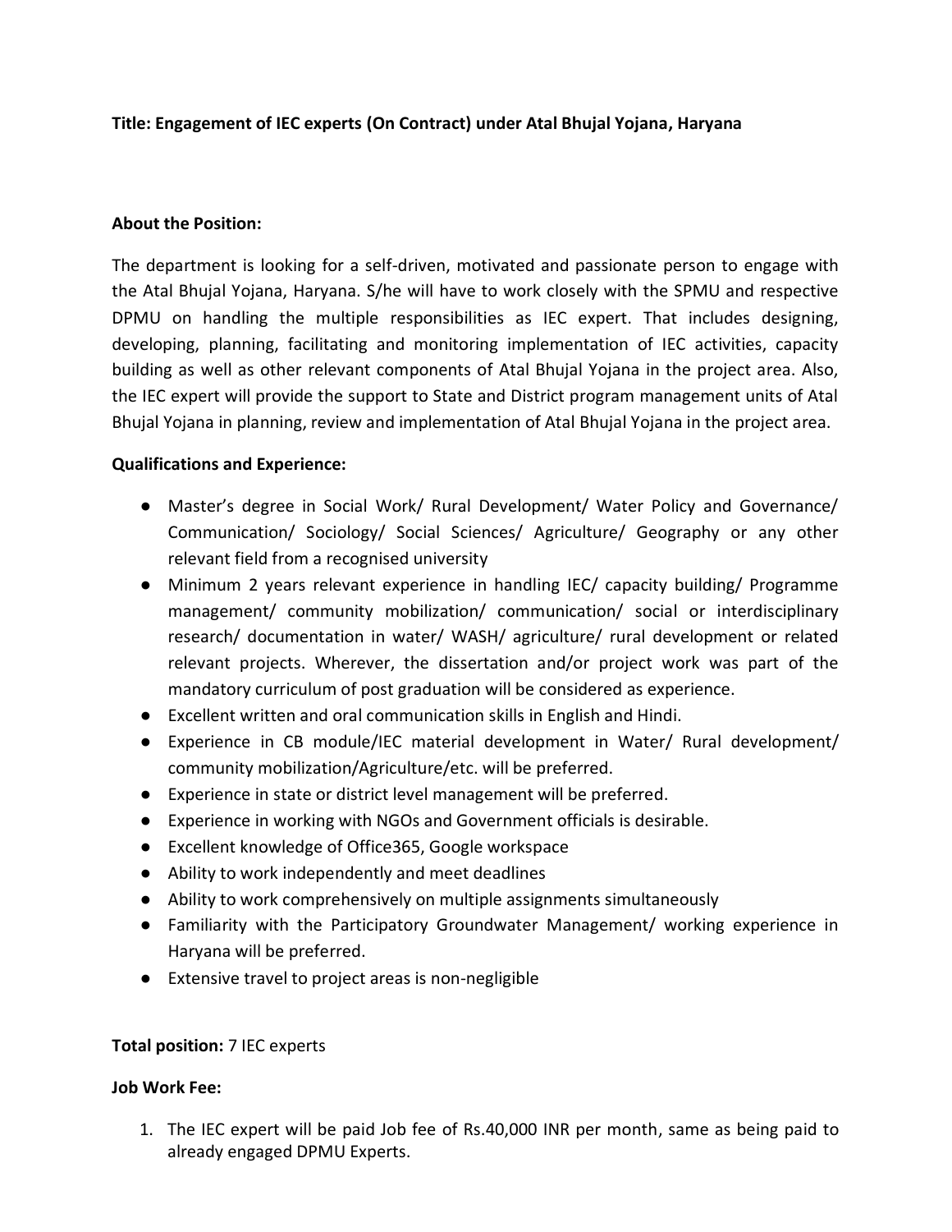**Title: Engagement of IEC experts (On Contract) under Atal Bhujal Yojana, Haryana**

**About the Position:**

The department is looking for a self-driven, motivated and passionate person to engage with the Atal Bhujal Yojana, Haryana. S/he will have to work closely with the SPMU and respective DPMU on handling the multiple responsibilities as IEC expert. That includes designing, developing, planning, facilitating and monitoring implementation of IEC activities, capacity building as well as other relevant components of Atal Bhujal Yojana in the project area. Also, the IEC expert will provide the support to State and District program management units of Atal Bhujal Yojana in planning, review and implementation of Atal Bhujal Yojana in the project area.

**Qualifications and Experience:**

- Master's degree in Social Work/ Rural Development/ Water Policy and Governance/ Communication/ Sociology/ Social Sciences/ Agriculture/ Geography or any other relevant field from a recognised university
- Minimum 2 years relevant experience in handling IEC/ capacity building/ Programme management/ community mobilization/ communication/ social or interdisciplinary research/ documentation in water/ WASH/ agriculture/ rural development or related relevant projects. Wherever, the dissertation and/or project work was part of the mandatory curriculum of post graduation will be considered as experience.
- Excellent written and oral communication skills in English and Hindi.
- Experience in CB module/IEC material development in Water/ Rural development/ community mobilization/Agriculture/etc. will be preferred.
- Experience in state or district level management will be preferred.
- Experience in working with NGOs and Government officials is desirable.
- Excellent knowledge of Office365, Google workspace
- Ability to work independently and meet deadlines
- Ability to work comprehensively on multiple assignments simultaneously
- Familiarity with the Participatory Groundwater Management/ working experience in Haryana will be preferred.
- Extensive travel to project areas is non-negligible

**Total position:** 7 IEC experts

**Job Work Fee:**

1. The IEC expert will be paid Job fee of Rs.40,000 INR per month, same as being paid to already engaged DPMU Experts.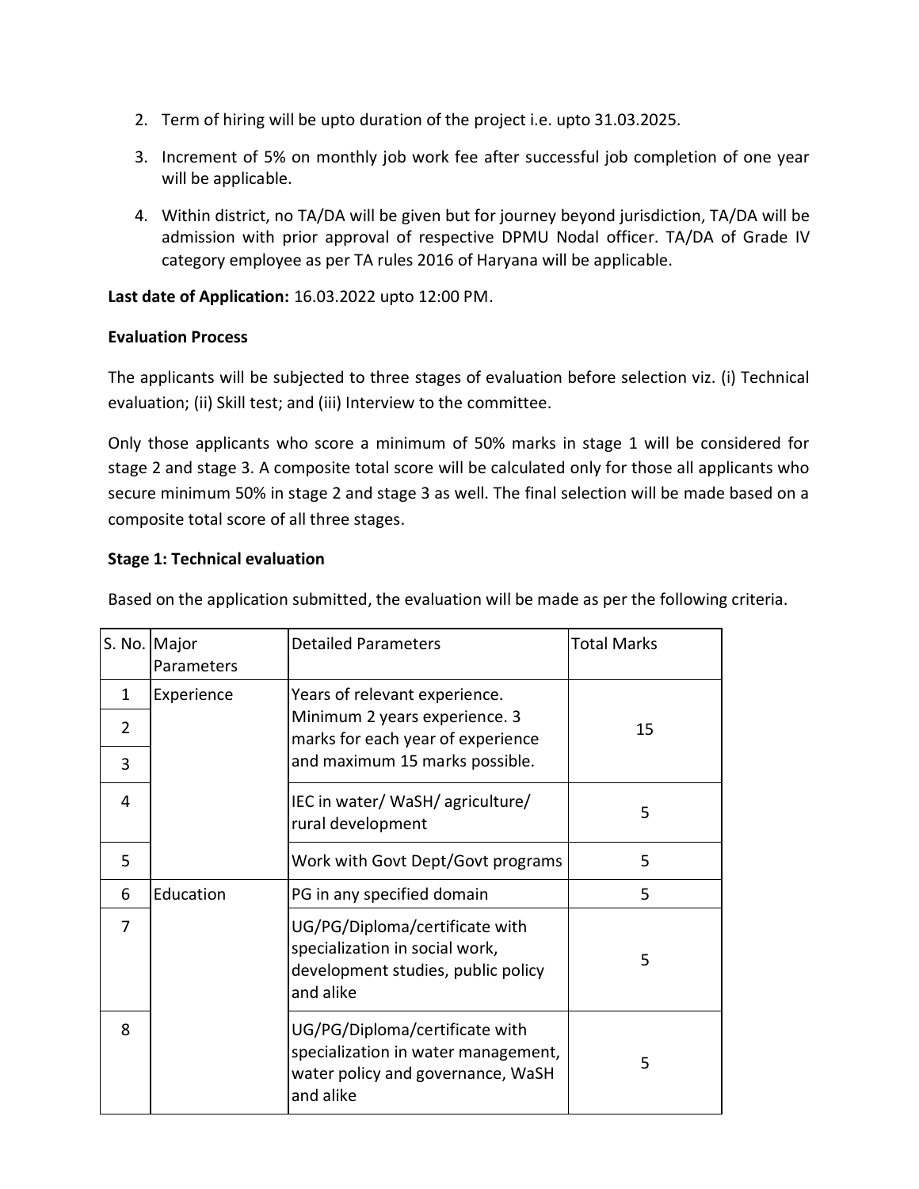2. Term of hiring will be upto duration of the project i.e. upto 31.03.2025.
3. Increment of 5% on monthly job work fee after successful job completion of one year will be applicable.
4. Within district, no TA/DA will be given but for journey beyond jurisdiction, TA/DA will be admission with prior approval of respective DPMU Nodal officer. TA/DA of Grade IV category employee as per TA rules 2016 of Haryana will be applicable.

**Last date of Application:** 16.03.2022 upto 12:00 PM.

**Evaluation Process**

The applicants will be subjected to three stages of evaluation before selection viz. (i) Technical evaluation; (ii) Skill test; and (iii) Interview to the committee.

Only those applicants who score a minimum of 50% marks in stage 1 will be considered for stage 2 and stage 3. A composite total score will be calculated only for those all applicants who secure minimum 50% in stage 2 and stage 3 as well. The final selection will be made based on a composite total score of all three stages.

**Stage 1: Technical evaluation**

Based on the application submitted, the evaluation will be made as per the following criteria.

| S. No. | Major Parameters | Detailed Parameters | Total Marks |
|---|---|---|---|
| 1 | Experience | Years of relevant experience. Minimum 2 years experience. 3 marks for each year of experience and maximum 15 marks possible. | 15 |
| 2 | | | |
| 3 | | | |
| 4 | | IEC in water/ WaSH/ agriculture/ rural development | 5 |
| 5 | | Work with Govt Dept/Govt programs | 5 |
| 6 | Education | PG in any specified domain | 5 |
| 7 | | UG/PG/Diploma/certificate with specialization in social work, development studies, public policy and alike | 5 |
| 8 | | UG/PG/Diploma/certificate with specialization in water management, water policy and governance, WaSH and alike | 5 |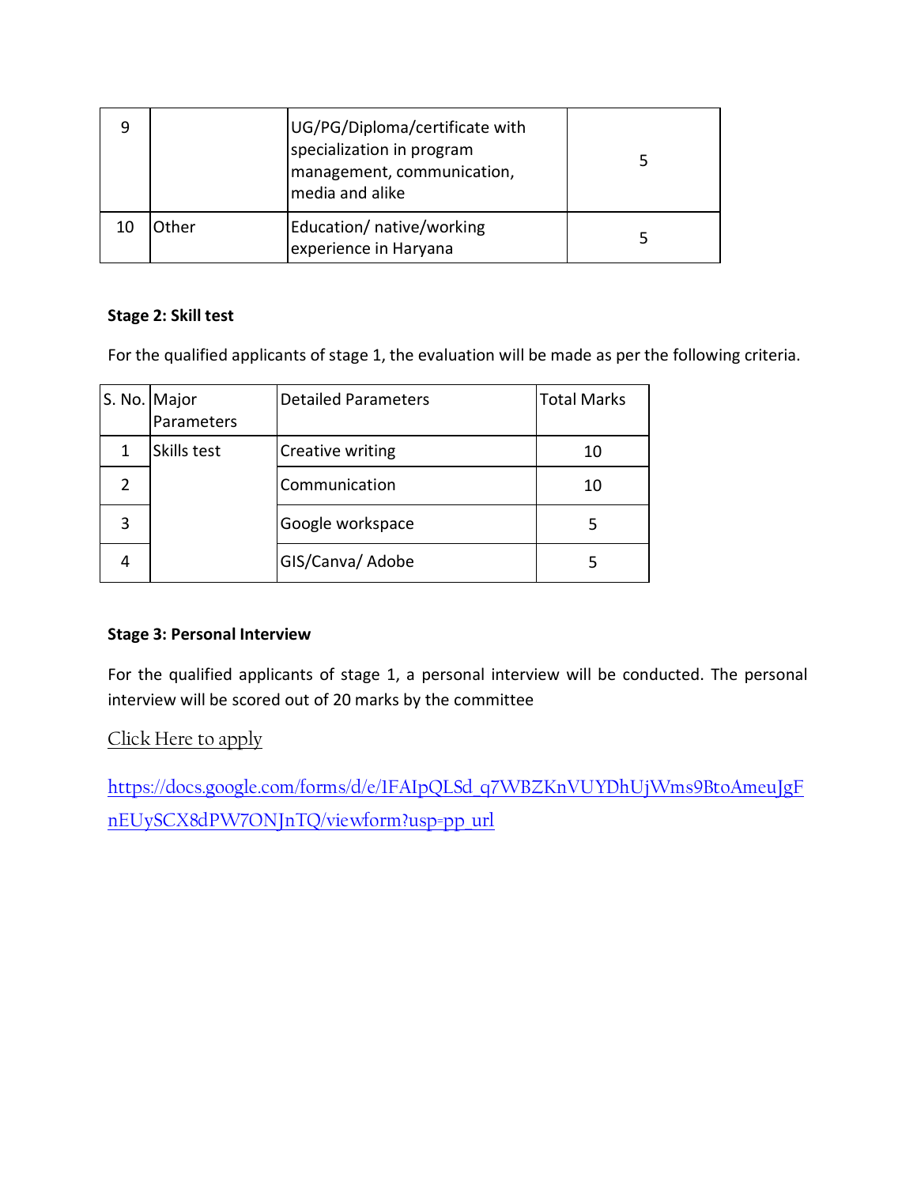| | | | |
|---|---|---|---|
| 9 | | UG/PG/Diploma/certificate with specialization in program management, communication, media and alike | 5 |
| 10 | Other | Education/ native/working experience in Haryana | 5 |

**Stage 2: Skill test**

For the qualified applicants of stage 1, the evaluation will be made as per the following criteria.

| S. No. | Major Parameters | Detailed Parameters | Total Marks |
|---|---|---|---|
| 1 | Skills test | Creative writing | 10 |
| 2 | | Communication | 10 |
| 3 | | Google workspace | 5 |
| 4 | | GIS/Canva/ Adobe | 5 |

**Stage 3: Personal Interview**

For the qualified applicants of stage 1, a personal interview will be conducted. The personal interview will be scored out of 20 marks by the committee

Click Here to apply

https://docs.google.com/forms/d/e/1FAIpQLSd_q7WBZKnVUYDhUjWms9BtoAmeuJgFnEUySCX8dPW7ONJnTQ/viewform?usp=pp_url